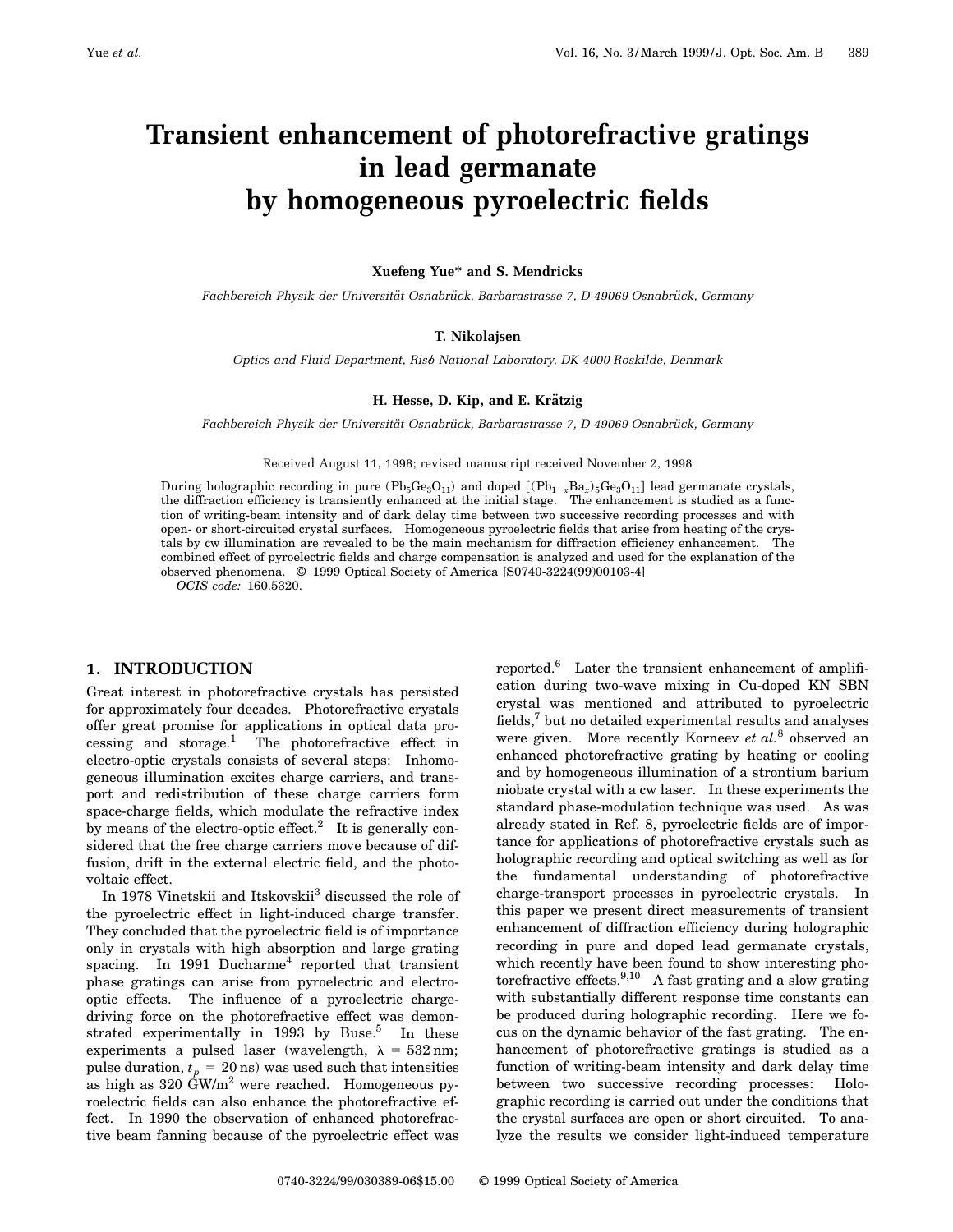# Transient enhancement of photorefractive gratings in lead germanate by homogeneous pyroelectric fields

**Xuefeng Yue\* and S. Mendricks**

*Fachbereich Physik der Universität Osnabrück, Barbarastrasse 7, D-49069 Osnabrück, Germany*

**T. Nikolajsen**

*Optics and Fluid Department, Risø National Laboratory, DK-4000 Roskilde, Denmark*

**H. Hesse, D. Kip, and E. Krätzig**

*Fachbereich Physik der Universität Osnabrück, Barbarastrasse 7, D-49069 Osnabrück, Germany*

Received August 11, 1998; revised manuscript received November 2, 1998

During holographic recording in pure ($Pb_5Ge_3O_{11}$) and doped [$(Pb_{1-x}Ba_x)_5Ge_3O_{11}$] lead germanate crystals, the diffraction efficiency is transiently enhanced at the initial stage. The enhancement is studied as a function of writing-beam intensity and of dark delay time between two successive recording processes and with open- or short-circuited crystal surfaces. Homogeneous pyroelectric fields that arise from heating of the crystals by cw illumination are revealed to be the main mechanism for diffraction efficiency enhancement. The combined effect of pyroelectric fields and charge compensation is analyzed and used for the explanation of the observed phenomena. © 1999 Optical Society of America [S0740-3224(99)00103-4]

*OCIS code:* 160.5320.

## 1. INTRODUCTION

Great interest in photorefractive crystals has persisted for approximately four decades. Photorefractive crystals offer great promise for applications in optical data processing and storage.[1] The photorefractive effect in electro-optic crystals consists of several steps: Inhomogeneous illumination excites charge carriers, and transport and redistribution of these charge carriers form space-charge fields, which modulate the refractive index by means of the electro-optic effect.[2] It is generally considered that the free charge carriers move because of diffusion, drift in the external electric field, and the photovoltaic effect.

In 1978 Vinetskii and Itskovskii[3] discussed the role of the pyroelectric effect in light-induced charge transfer. They concluded that the pyroelectric field is of importance only in crystals with high absorption and large grating spacing. In 1991 Ducharme[4] reported that transient phase gratings can arise from pyroelectric and electro-optic effects. The influence of a pyroelectric charge-driving force on the photorefractive effect was demonstrated experimentally in 1993 by Buse.[5] In these experiments a pulsed laser (wavelength, $\lambda = 532\,\text{nm}$; pulse duration, $t_p = 20\,\text{ns}$) was used such that intensities as high as $320\,\text{GW/m}^2$ were reached. Homogeneous pyroelectric fields can also enhance the photorefractive effect. In 1990 the observation of enhanced photorefractive beam fanning because of the pyroelectric effect was reported.[6] Later the transient enhancement of amplification during two-wave mixing in Cu-doped KN SBN crystal was mentioned and attributed to pyroelectric fields,[7] but no detailed experimental results and analyses were given. More recently Korneev *et al.*[8] observed an enhanced photorefractive grating by heating or cooling and by homogeneous illumination of a strontium barium niobate crystal with a cw laser. In these experiments the standard phase-modulation technique was used. As was already stated in Ref. 8, pyroelectric fields are of importance for applications of photorefractive crystals such as holographic recording and optical switching as well as for the fundamental understanding of photorefractive charge-transport processes in pyroelectric crystals. In this paper we present direct measurements of transient enhancement of diffraction efficiency during holographic recording in pure and doped lead germanate crystals, which recently have been found to show interesting photorefractive effects.[9,10] A fast grating and a slow grating with substantially different response time constants can be produced during holographic recording. Here we focus on the dynamic behavior of the fast grating. The enhancement of photorefractive gratings is studied as a function of writing-beam intensity and dark delay time between two successive recording processes: Holographic recording is carried out under the conditions that the crystal surfaces are open or short circuited. To analyze the results we consider light-induced temperature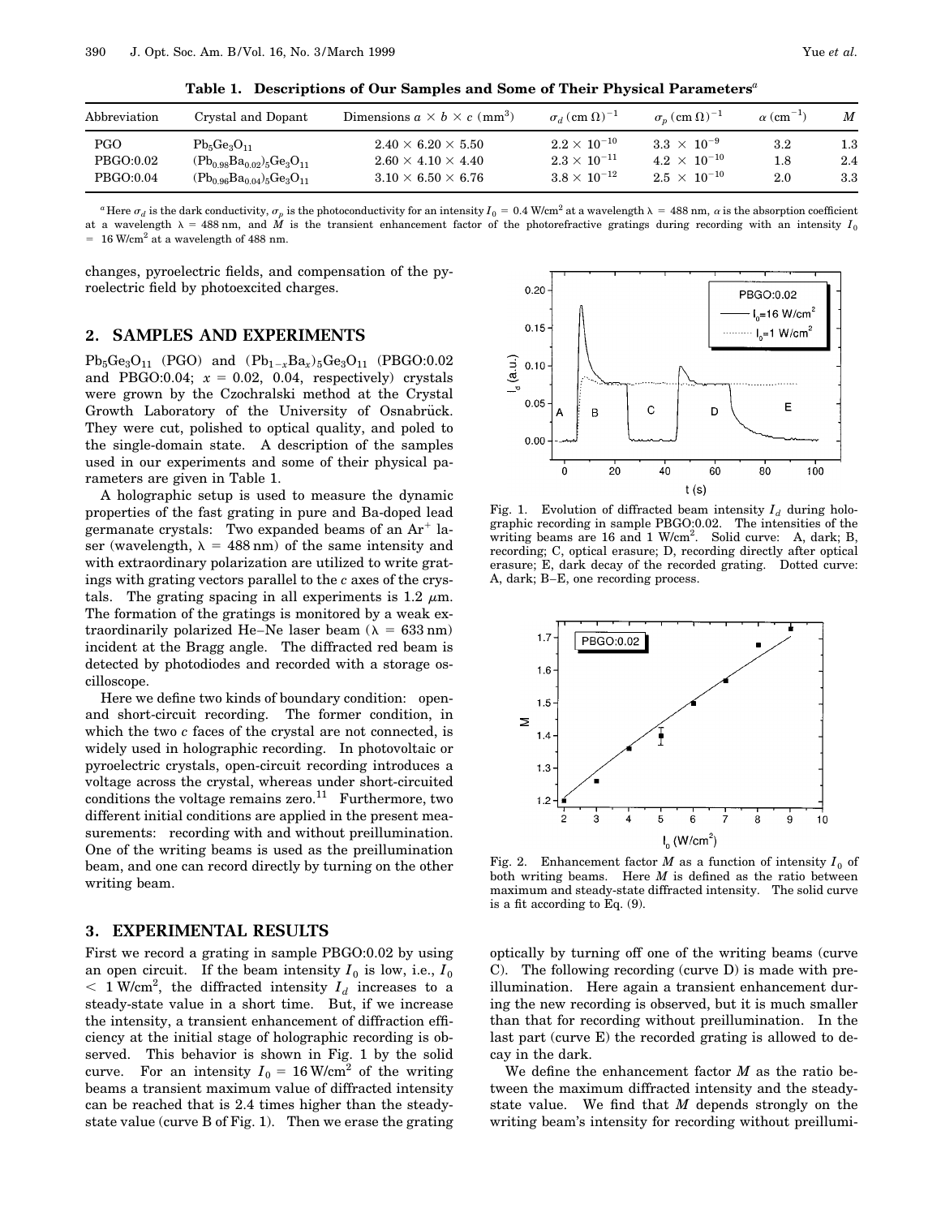**Table 1. Descriptions of Our Samples and Some of Their Physical Parameters[a]**

| Abbreviation | Crystal and Dopant | Dimensions $a \times b \times c$ ($mm^3$) | $\sigma_d$ $(cm\,\Omega)^{-1}$ | $\sigma_p$ $(cm\,\Omega)^{-1}$ | $\alpha$ $(cm^{-1})$ | $M$ |
|---|---|---|---|---|---|---|
| PGO | $Pb_5Ge_3O_{11}$ | $2.40 \times 6.20 \times 5.50$ | $2.2 \times 10^{-10}$ | $3.3 \times 10^{-9}$ | 3.2 | 1.3 |
| PBGO:0.02 | $(Pb_{0.98}Ba_{0.02})_5Ge_3O_{11}$ | $2.60 \times 4.10 \times 4.40$ | $2.3 \times 10^{-11}$ | $4.2 \times 10^{-10}$ | 1.8 | 2.4 |
| PBGO:0.04 | $(Pb_{0.96}Ba_{0.04})_5Ge_3O_{11}$ | $3.10 \times 6.50 \times 6.76$ | $3.8 \times 10^{-12}$ | $2.5 \times 10^{-10}$ | 2.0 | 3.3 |

[a] Here $\sigma_d$ is the dark conductivity, $\sigma_p$ is the photoconductivity for an intensity $I_0 = 0.4$ W/cm$^2$ at a wavelength $\lambda = 488$ nm, $\alpha$ is the absorption coefficient at a wavelength $\lambda = 488$ nm, and $M$ is the transient enhancement factor of the photorefractive gratings during recording with an intensity $I_0 = 16$ W/cm$^2$ at a wavelength of 488 nm.

changes, pyroelectric fields, and compensation of the pyroelectric field by photoexcited charges.

## 2. SAMPLES AND EXPERIMENTS

$Pb_5Ge_3O_{11}$ (PGO) and $(Pb_{1-x}Ba_x)_5Ge_3O_{11}$ (PBGO:0.02 and PBGO:0.04; $x = 0.02$, 0.04, respectively) crystals were grown by the Czochralski method at the Crystal Growth Laboratory of the University of Osnabrück. They were cut, polished to optical quality, and poled to the single-domain state. A description of the samples used in our experiments and some of their physical parameters are given in Table 1.

A holographic setup is used to measure the dynamic properties of the fast grating in pure and Ba-doped lead germanate crystals: Two expanded beams of an $Ar^+$ laser (wavelength, $\lambda = 488$ nm) of the same intensity and with extraordinary polarization are utilized to write gratings with grating vectors parallel to the $c$ axes of the crystals. The grating spacing in all experiments is 1.2 $\mu$m. The formation of the gratings is monitored by a weak extraordinarily polarized He–Ne laser beam ($\lambda = 633$ nm) incident at the Bragg angle. The diffracted red beam is detected by photodiodes and recorded with a storage oscilloscope.

Here we define two kinds of boundary condition: open- and short-circuit recording. The former condition, in which the two $c$ faces of the crystal are not connected, is widely used in holographic recording. In photovoltaic or pyroelectric crystals, open-circuit recording introduces a voltage across the crystal, whereas under short-circuited conditions the voltage remains zero.[11] Furthermore, two different initial conditions are applied in the present measurements: recording with and without preillumination. One of the writing beams is used as the preillumination beam, and one can record directly by turning on the other writing beam.

## 3. EXPERIMENTAL RESULTS

First we record a grating in sample PBGO:0.02 by using an open circuit. If the beam intensity $I_0$ is low, i.e., $I_0 < 1$ W/cm$^2$, the diffracted intensity $I_d$ increases to a steady-state value in a short time. But, if we increase the intensity, a transient enhancement of diffraction efficiency at the initial stage of holographic recording is observed. This behavior is shown in Fig. 1 by the solid curve. For an intensity $I_0 = 16$ W/cm$^2$ of the writing beams a transient maximum value of diffracted intensity can be reached that is 2.4 times higher than the steady-state value (curve B of Fig. 1). Then we erase the grating optically by turning off one of the writing beams (curve C). The following recording (curve D) is made with preillumination. Here again a transient enhancement during the new recording is observed, but it is much smaller than that for recording without preillumination. In the last part (curve E) the recorded grating is allowed to decay in the dark.

Fig. 1. Evolution of diffracted beam intensity $I_d$ during holographic recording in sample PBGO:0.02. The intensities of the writing beams are 16 and 1 W/cm$^2$. Solid curve: A, dark; B, recording; C, optical erasure; D, recording directly after optical erasure; E, dark decay of the recorded grating. Dotted curve: A, dark; B–E, one recording process.

Fig. 2. Enhancement factor $M$ as a function of intensity $I_0$ of both writing beams. Here $M$ is defined as the ratio between maximum and steady-state diffracted intensity. The solid curve is a fit according to Eq. (9).

We define the enhancement factor $M$ as the ratio between the maximum diffracted intensity and the steady-state value. We find that $M$ depends strongly on the writing beam's intensity for recording without preillumi-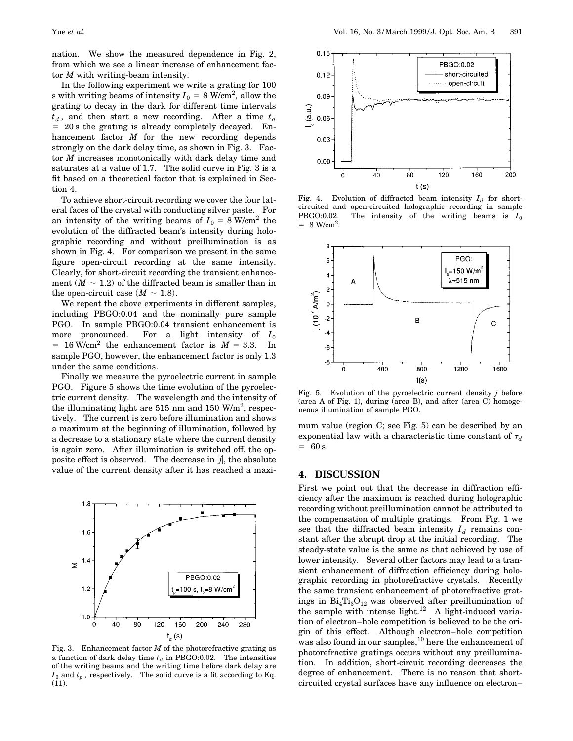nation. We show the measured dependence in Fig. 2, from which we see a linear increase of enhancement factor $M$ with writing-beam intensity.

In the following experiment we write a grating for 100 s with writing beams of intensity $I_0 = 8\ \mathrm{W/cm^2}$, allow the grating to decay in the dark for different time intervals $t_d$, and then start a new recording. After a time $t_d = 20\ \mathrm{s}$ the grating is already completely decayed. Enhancement factor $M$ for the new recording depends strongly on the dark delay time, as shown in Fig. 3. Factor $M$ increases monotonically with dark delay time and saturates at a value of 1.7. The solid curve in Fig. 3 is a fit based on a theoretical factor that is explained in Section 4.

To achieve short-circuit recording we cover the four lateral faces of the crystal with conducting silver paste. For an intensity of the writing beams of $I_0 = 8\ \mathrm{W/cm^2}$ the evolution of the diffracted beam's intensity during holographic recording and without preillumination is as shown in Fig. 4. For comparison we present in the same figure open-circuit recording at the same intensity. Clearly, for short-circuit recording the transient enhancement ($M \sim 1.2$) of the diffracted beam is smaller than in the open-circuit case ($M \sim 1.8$).

We repeat the above experiments in different samples, including PBGO:0.04 and the nominally pure sample PGO. In sample PBGO:0.04 transient enhancement is more pronounced. For a light intensity of $I_0 = 16\ \mathrm{W/cm^2}$ the enhancement factor is $M = 3.3$. In sample PGO, however, the enhancement factor is only 1.3 under the same conditions.

Finally we measure the pyroelectric current in sample PGO. Figure 5 shows the time evolution of the pyroelectric current density. The wavelength and the intensity of the illuminating light are 515 nm and 150 $\mathrm{W/m^2}$, respectively. The current is zero before illumination and shows a maximum at the beginning of illumination, followed by a decrease to a stationary state where the current density is again zero. After illumination is switched off, the opposite effect is observed. The decrease in $|j|$, the absolute value of the current density after it has reached a maximum value (region C; see Fig. 5) can be described by an exponential law with a characteristic time constant of $\tau_d = 60\ \mathrm{s}$.

Fig. 3. Enhancement factor $M$ of the photorefractive grating as a function of dark delay time $t_d$ in PBGO:0.02. The intensities of the writing beams and the writing time before dark delay are $I_0$ and $t_p$, respectively. The solid curve is a fit according to Eq. (11).

Fig. 4. Evolution of diffracted beam intensity $I_d$ for short-circuited and open-circuited holographic recording in sample PBGO:0.02. The intensity of the writing beams is $I_0 = 8\ \mathrm{W/cm^2}$.

Fig. 5. Evolution of the pyroelectric current density $j$ before (area A of Fig. 1), during (area B), and after (area C) homogeneous illumination of sample PGO.

## 4. DISCUSSION

First we point out that the decrease in diffraction efficiency after the maximum is reached during holographic recording without preillumination cannot be attributed to the compensation of multiple gratings. From Fig. 1 we see that the diffracted beam intensity $I_d$ remains constant after the abrupt drop at the initial recording. The steady-state value is the same as that achieved by use of lower intensity. Several other factors may lead to a transient enhancement of diffraction efficiency during holographic recording in photorefractive crystals. Recently the same transient enhancement of photorefractive gratings in $Bi_4Ti_3O_{12}$ was observed after preillumination of the sample with intense light.[12] A light-induced variation of electron–hole competition is believed to be the origin of this effect. Although electron–hole competition was also found in our samples,[10] here the enhancement of photorefractive gratings occurs without any preillumination. In addition, short-circuit recording decreases the degree of enhancement. There is no reason that short-circuited crystal surfaces have any influence on electron–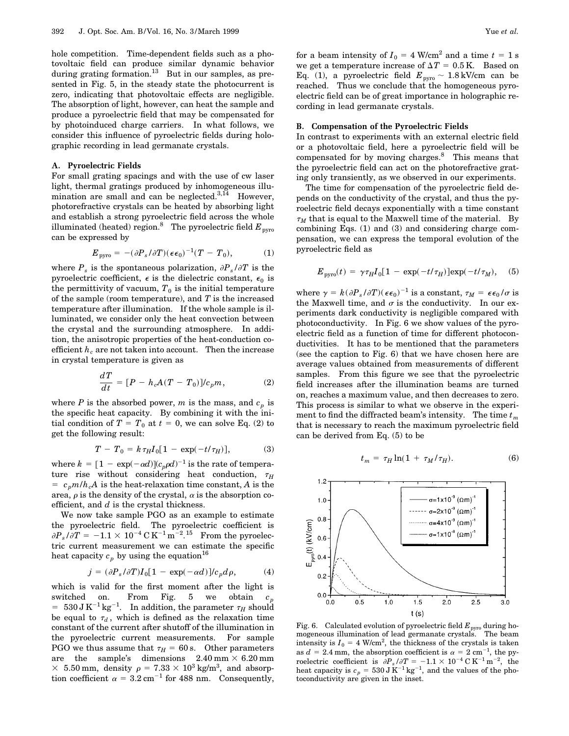hole competition. Time-dependent fields such as a photovoltaic field can produce similar dynamic behavior during grating formation.[13] But in our samples, as presented in Fig. 5, in the steady state the photocurrent is zero, indicating that photovoltaic effects are negligible. The absorption of light, however, can heat the sample and produce a pyroelectric field that may be compensated for by photoinduced charge carriers. In what follows, we consider this influence of pyroelectric fields during holographic recording in lead germanate crystals.

### A. Pyroelectric Fields

For small grating spacings and with the use of cw laser light, thermal gratings produced by inhomogeneous illumination are small and can be neglected.[3,14] However, photorefractive crystals can be heated by absorbing light and establish a strong pyroelectric field across the whole illuminated (heated) region.[8] The pyroelectric field $E_{\text{pyro}}$ can be expressed by

$$E_{\text{pyro}} = -(\partial P_s/\partial T)(\epsilon\epsilon_0)^{-1}(T - T_0), \tag{1}$$

where $P_s$ is the spontaneous polarization, $\partial P_s/\partial T$ is the pyroelectric coefficient, $\epsilon$ is the dielectric constant, $\epsilon_0$ is the permittivity of vacuum, $T_0$ is the initial temperature of the sample (room temperature), and $T$ is the increased temperature after illumination. If the whole sample is illuminated, we consider only the heat convection between the crystal and the surrounding atmosphere. In addition, the anisotropic properties of the heat-conduction coefficient $h_c$ are not taken into account. Then the increase in crystal temperature is given as

$$\frac{dT}{dt} = [P - h_c A(T - T_0)]/c_p m, \tag{2}$$

where $P$ is the absorbed power, $m$ is the mass, and $c_p$ is the specific heat capacity. By combining it with the initial condition of $T = T_0$ at $t = 0$, we can solve Eq. (2) to get the following result:

$$T - T_0 = k\tau_H I_0[1 - \exp(-t/\tau_H)], \tag{3}$$

where $k = [1 - \exp(-\alpha d)](c_p \rho d)^{-1}$ is the rate of temperature rise without considering heat conduction, $\tau_H = c_p m/h_c A$ is the heat-relaxation time constant, $A$ is the area, $\rho$ is the density of the crystal, $\alpha$ is the absorption coefficient, and $d$ is the crystal thickness.

We now take sample PGO as an example to estimate the pyroelectric field. The pyroelectric coefficient is $\partial P_s/\partial T = -1.1 \times 10^{-4}\,\text{C}\,\text{K}^{-1}\,\text{m}^{-2}$.[15] From the pyroelectric current measurement we can estimate the specific heat capacity $c_p$ by using the equation[16]

$$j = (\partial P_s/\partial T)I_0[1 - \exp(-\alpha d)]/c_p d\rho, \tag{4}$$

which is valid for the first moment after the light is switched on. From Fig. 5 we obtain $c_p = 530\,\text{J}\,\text{K}^{-1}\,\text{kg}^{-1}$. In addition, the parameter $\tau_H$ should be equal to $\tau_d$, which is defined as the relaxation time constant of the current after shutoff of the illumination in the pyroelectric current measurements. For sample PGO we thus assume that $\tau_H = 60\,\text{s}$. Other parameters are the sample's dimensions $2.40\,\text{mm} \times 6.20\,\text{mm} \times 5.50\,\text{mm}$, density $\rho = 7.33 \times 10^3\,\text{kg/m}^3$, and absorption coefficient $\alpha = 3.2\,\text{cm}^{-1}$ for 488 nm. Consequently, for a beam intensity of $I_0 = 4\,\text{W/cm}^2$ and a time $t = 1\,\text{s}$ we get a temperature increase of $\Delta T = 0.5\,\text{K}$. Based on Eq. (1), a pyroelectric field $E_{\text{pyro}} \sim 1.8\,\text{kV/cm}$ can be reached. Thus we conclude that the homogeneous pyroelectric field can be of great importance in holographic recording in lead germanate crystals.

### B. Compensation of the Pyroelectric Fields

In contrast to experiments with an external electric field or a photovoltaic field, here a pyroelectric field will be compensated for by moving charges.[8] This means that the pyroelectric field can act on the photorefractive grating only transiently, as we observed in our experiments.

The time for compensation of the pyroelectric field depends on the conductivity of the crystal, and thus the pyroelectric field decays exponentially with a time constant $\tau_M$ that is equal to the Maxwell time of the material. By combining Eqs. (1) and (3) and considering charge compensation, we can express the temporal evolution of the pyroelectric field as

$$E_{\text{pyro}}(t) = \gamma\tau_H I_0[1 - \exp(-t/\tau_H)]\exp(-t/\tau_M), \tag{5}$$

where $\gamma = k(\partial P_s/\partial T)(\epsilon\epsilon_0)^{-1}$ is a constant, $\tau_M = \epsilon\epsilon_0/\sigma$ is the Maxwell time, and $\sigma$ is the conductivity. In our experiments dark conductivity is negligible compared with photoconductivity. In Fig. 6 we show values of the pyroelectric field as a function of time for different photoconductivities. It has to be mentioned that the parameters (see the caption to Fig. 6) that we have chosen here are average values obtained from measurements of different samples. From this figure we see that the pyroelectric field increases after the illumination beams are turned on, reaches a maximum value, and then decreases to zero. This process is similar to what we observe in the experiment to find the diffracted beam's intensity. The time $t_m$ that is necessary to reach the maximum pyroelectric field can be derived from Eq. (5) to be

$$t_m = \tau_H \ln(1 + \tau_M/\tau_H). \tag{6}$$

Fig. 6. Calculated evolution of pyroelectric field $E_{\text{pyro}}$ during homogeneous illumination of lead germanate crystals. The beam intensity is $I_0 = 4\,\text{W/cm}^2$, the thickness of the crystals is taken as $d = 2.4\,\text{mm}$, the absorption coefficient is $\alpha = 2\,\text{cm}^{-1}$, the pyroelectric coefficient is $\partial P_s/\partial T = -1.1 \times 10^{-4}\,\text{C}\,\text{K}^{-1}\,\text{m}^{-2}$, the heat capacity is $c_p = 530\,\text{J}\,\text{K}^{-1}\,\text{kg}^{-1}$, and the values of the photoconductivity are given in the inset.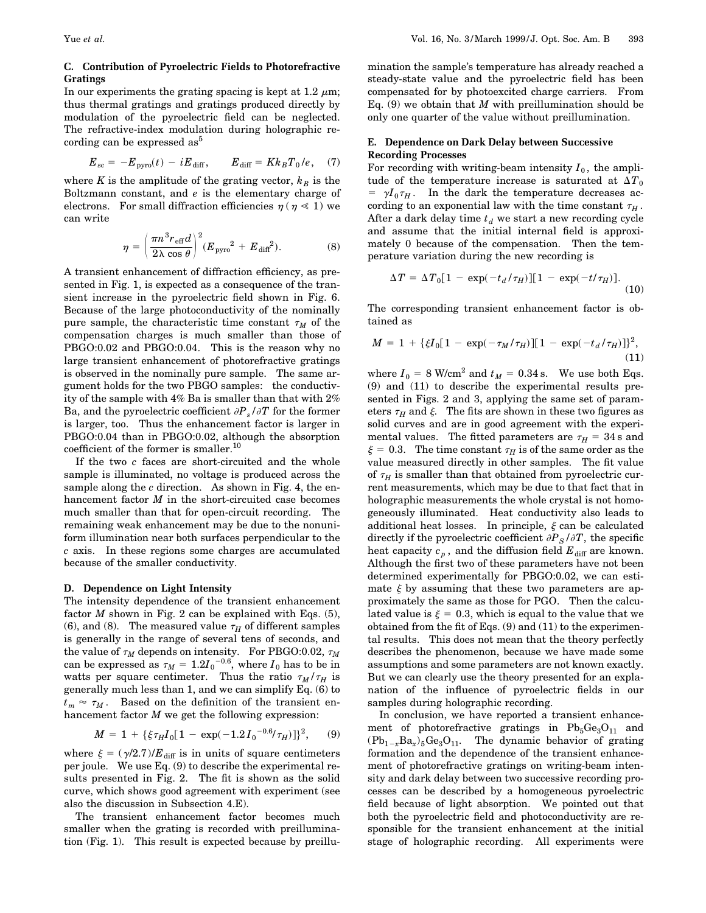### C. Contribution of Pyroelectric Fields to Photorefractive Gratings

In our experiments the grating spacing is kept at 1.2 $\mu$m; thus thermal gratings and gratings produced directly by modulation of the pyroelectric field can be neglected. The refractive-index modulation during holographic recording can be expressed as[5]

$$E_{sc} = -E_{pyro}(t) - iE_{diff}, \qquad E_{diff} = Kk_B T_0/e, \quad (7)$$

where $K$ is the amplitude of the grating vector, $k_B$ is the Boltzmann constant, and $e$ is the elementary charge of electrons. For small diffraction efficiencies $\eta$ ($\eta \ll 1$) we can write

$$\eta = \left(\frac{\pi n^3 r_{eff} d}{2\lambda \cos\theta}\right)^2 (E_{pyro}{}^2 + E_{diff}{}^2). \quad (8)$$

A transient enhancement of diffraction efficiency, as presented in Fig. 1, is expected as a consequence of the transient increase in the pyroelectric field shown in Fig. 6. Because of the large photoconductivity of the nominally pure sample, the characteristic time constant $\tau_M$ of the compensation charges is much smaller than those of PBGO:0.02 and PBGO:0.04. This is the reason why no large transient enhancement of photorefractive gratings is observed in the nominally pure sample. The same argument holds for the two PBGO samples: the conductivity of the sample with 4% Ba is smaller than that with 2% Ba, and the pyroelectric coefficient $\partial P_s/\partial T$ for the former is larger, too. Thus the enhancement factor is larger in PBGO:0.04 than in PBGO:0.02, although the absorption coefficient of the former is smaller.[10]

If the two $c$ faces are short-circuited and the whole sample is illuminated, no voltage is produced across the sample along the $c$ direction. As shown in Fig. 4, the enhancement factor $M$ in the short-circuited case becomes much smaller than that for open-circuit recording. The remaining weak enhancement may be due to the nonuniform illumination near both surfaces perpendicular to the $c$ axis. In these regions some charges are accumulated because of the smaller conductivity.

### D. Dependence on Light Intensity

The intensity dependence of the transient enhancement factor $M$ shown in Fig. 2 can be explained with Eqs. (5), (6), and (8). The measured value $\tau_H$ of different samples is generally in the range of several tens of seconds, and the value of $\tau_M$ depends on intensity. For PBGO:0.02, $\tau_M$ can be expressed as $\tau_M = 1.2 I_0{}^{-0.6}$, where $I_0$ has to be in watts per square centimeter. Thus the ratio $\tau_M/\tau_H$ is generally much less than 1, and we can simplify Eq. (6) to $t_m \approx \tau_M$. Based on the definition of the transient enhancement factor $M$ we get the following expression:

$$M = 1 + \{\xi \tau_H I_0 [1 - \exp(-1.2 I_0{}^{-0.6}/\tau_H)]\}^2, \quad (9)$$

where $\xi = (\gamma/2.7)/E_{diff}$ is in units of square centimeters per joule. We use Eq. (9) to describe the experimental results presented in Fig. 2. The fit is shown as the solid curve, which shows good agreement with experiment (see also the discussion in Subsection 4.E).

The transient enhancement factor becomes much smaller when the grating is recorded with preillumination (Fig. 1). This result is expected because by preillumination the sample's temperature has already reached a steady-state value and the pyroelectric field has been compensated for by photoexcited charge carriers. From Eq. (9) we obtain that $M$ with preillumination should be only one quarter of the value without preillumination.

### E. Dependence on Dark Delay between Successive Recording Processes

For recording with writing-beam intensity $I_0$, the amplitude of the temperature increase is saturated at $\Delta T_0 = \gamma I_0 \tau_H$. In the dark the temperature decreases according to an exponential law with the time constant $\tau_H$. After a dark delay time $t_d$ we start a new recording cycle and assume that the initial internal field is approximately 0 because of the compensation. Then the temperature variation during the new recording is

$$\Delta T = \Delta T_0 [1 - \exp(-t_d/\tau_H)][1 - \exp(-t/\tau_H)]. \quad (10)$$

The corresponding transient enhancement factor is obtained as

$$M = 1 + \{\xi I_0 [1 - \exp(-\tau_M/\tau_H)][1 - \exp(-t_d/\tau_H)]\}^2, \quad (11)$$

where $I_0 = 8$ W/cm$^2$ and $t_M = 0.34$ s. We use both Eqs. (9) and (11) to describe the experimental results presented in Figs. 2 and 3, applying the same set of parameters $\tau_H$ and $\xi$. The fits are shown in these two figures as solid curves and are in good agreement with the experimental values. The fitted parameters are $\tau_H = 34$ s and $\xi = 0.3$. The time constant $\tau_H$ is of the same order as the value measured directly in other samples. The fit value of $\tau_H$ is smaller than that obtained from pyroelectric current measurements, which may be due to that fact that in holographic measurements the whole crystal is not homogeneously illuminated. Heat conductivity also leads to additional heat losses. In principle, $\xi$ can be calculated directly if the pyroelectric coefficient $\partial P_S/\partial T$, the specific heat capacity $c_p$, and the diffusion field $E_{diff}$ are known. Although the first two of these parameters have not been determined experimentally for PBGO:0.02, we can estimate $\xi$ by assuming that these two parameters are approximately the same as those for PGO. Then the calculated value is $\xi = 0.3$, which is equal to the value that we obtained from the fit of Eqs. (9) and (11) to the experimental results. This does not mean that the theory perfectly describes the phenomenon, because we have made some assumptions and some parameters are not known exactly. But we can clearly use the theory presented for an explanation of the influence of pyroelectric fields in our samples during holographic recording.

In conclusion, we have reported a transient enhancement of photorefractive gratings in $Pb_5Ge_3O_{11}$ and $(Pb_{1-x}Ba_x)_5Ge_3O_{11}$. The dynamic behavior of grating formation and the dependence of the transient enhancement of photorefractive gratings on writing-beam intensity and dark delay between two successive recording processes can be described by a homogeneous pyroelectric field because of light absorption. We pointed out that both the pyroelectric field and photoconductivity are responsible for the transient enhancement at the initial stage of holographic recording. All experiments were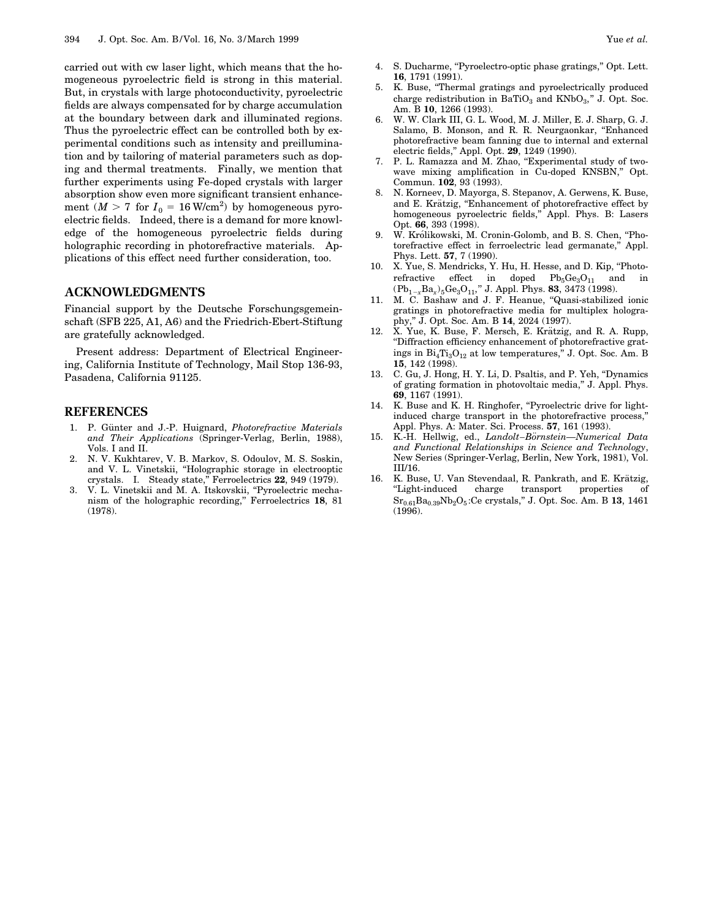carried out with cw laser light, which means that the homogeneous pyroelectric field is strong in this material. But, in crystals with large photoconductivity, pyroelectric fields are always compensated for by charge accumulation at the boundary between dark and illuminated regions. Thus the pyroelectric effect can be controlled both by experimental conditions such as intensity and preillumination and by tailoring of material parameters such as doping and thermal treatments. Finally, we mention that further experiments using Fe-doped crystals with larger absorption show even more significant transient enhancement ($M > 7$ for $I_0 = 16\,\mathrm{W/cm^2}$) by homogeneous pyroelectric fields. Indeed, there is a demand for more knowledge of the homogeneous pyroelectric fields during holographic recording in photorefractive materials. Applications of this effect need further consideration, too.

## ACKNOWLEDGMENTS

Financial support by the Deutsche Forschungsgemeinschaft (SFB 225, A1, A6) and the Friedrich-Ebert-Stiftung are gratefully acknowledged.

Present address: Department of Electrical Engineering, California Institute of Technology, Mail Stop 136-93, Pasadena, California 91125.

## REFERENCES

1. P. Günter and J.-P. Huignard, *Photorefractive Materials and Their Applications* (Springer-Verlag, Berlin, 1988), Vols. I and II.
2. N. V. Kukhtarev, V. B. Markov, S. Odoulov, M. S. Soskin, and V. L. Vinetskii, "Holographic storage in electrooptic crystals. I. Steady state," Ferroelectrics **22**, 949 (1979).
3. V. L. Vinetskii and M. A. Itskovskii, "Pyroelectric mechanism of the holographic recording," Ferroelectrics **18**, 81 (1978).
4. S. Ducharme, "Pyroelectro-optic phase gratings," Opt. Lett. **16**, 1791 (1991).
5. K. Buse, "Thermal gratings and pyroelectrically produced charge redistribution in $BaTiO_3$ and $KNbO_3$," J. Opt. Soc. Am. B **10**, 1266 (1993).
6. W. W. Clark III, G. L. Wood, M. J. Miller, E. J. Sharp, G. J. Salamo, B. Monson, and R. R. Neurgaonkar, "Enhanced photorefractive beam fanning due to internal and external electric fields," Appl. Opt. **29**, 1249 (1990).
7. P. L. Ramazza and M. Zhao, "Experimental study of two-wave mixing amplification in Cu-doped KNSBN," Opt. Commun. **102**, 93 (1993).
8. N. Korneev, D. Mayorga, S. Stepanov, A. Gerwens, K. Buse, and E. Krätzig, "Enhancement of photorefractive effect by homogeneous pyroelectric fields," Appl. Phys. B: Lasers Opt. **66**, 393 (1998).
9. W. Królikowski, M. Cronin-Golomb, and B. S. Chen, "Photorefractive effect in ferroelectric lead germanate," Appl. Phys. Lett. **57**, 7 (1990).
10. X. Yue, S. Mendricks, Y. Hu, H. Hesse, and D. Kip, "Photorefractive effect in doped $Pb_5Ge_3O_{11}$ and in $(Pb_{1-x}Ba_x)_5Ge_3O_{11}$," J. Appl. Phys. **83**, 3473 (1998).
11. M. C. Bashaw and J. F. Heanue, "Quasi-stabilized ionic gratings in photorefractive media for multiplex holography," J. Opt. Soc. Am. B **14**, 2024 (1997).
12. X. Yue, K. Buse, F. Mersch, E. Krätzig, and R. A. Rupp, "Diffraction efficiency enhancement of photorefractive gratings in $Bi_4Ti_3O_{12}$ at low temperatures," J. Opt. Soc. Am. B **15**, 142 (1998).
13. C. Gu, J. Hong, H. Y. Li, D. Psaltis, and P. Yeh, "Dynamics of grating formation in photovoltaic media," J. Appl. Phys. **69**, 1167 (1991).
14. K. Buse and K. H. Ringhofer, "Pyroelectric drive for light-induced charge transport in the photorefractive process," Appl. Phys. A: Mater. Sci. Process. **57**, 161 (1993).
15. K.-H. Hellwig, ed., *Landolt–Börnstein—Numerical Data and Functional Relationships in Science and Technology*, New Series (Springer-Verlag, Berlin, New York, 1981), Vol. III/16.
16. K. Buse, U. Van Stevendaal, R. Pankrath, and E. Krätzig, "Light-induced charge transport properties of $Sr_{0.61}Ba_{0.39}Nb_2O_5$:Ce crystals," J. Opt. Soc. Am. B **13**, 1461 (1996).